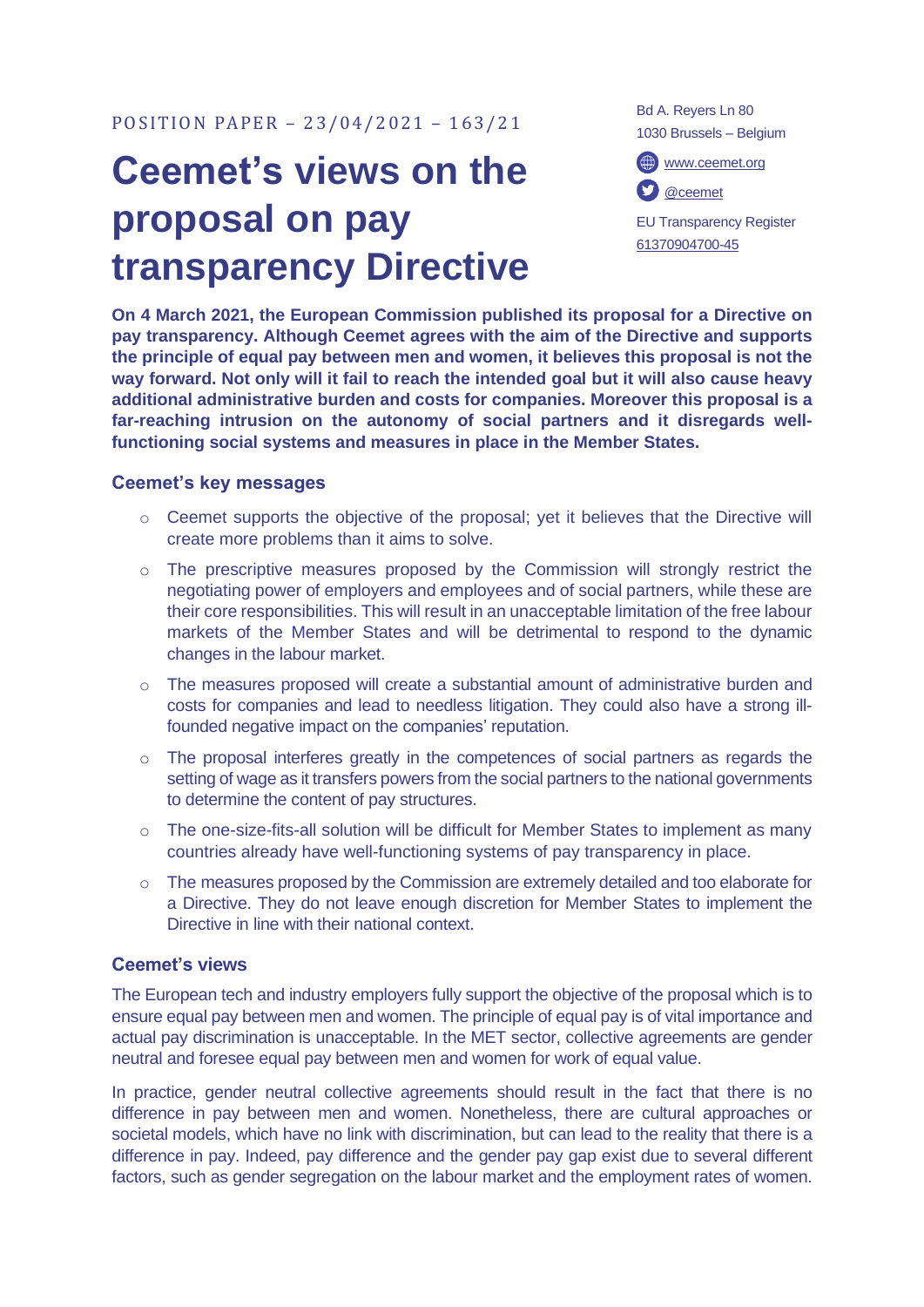POSITION PAPER – 23/04/2021 – 163/21

# Ceemet's views on the proposal on pay transparency Directive

Bd A. Reyers Ln 80
1030 Brussels – Belgium

www.ceemet.org

@ceemet

EU Transparency Register
61370904700-45

**On 4 March 2021, the European Commission published its proposal for a Directive on pay transparency. Although Ceemet agrees with the aim of the Directive and supports the principle of equal pay between men and women, it believes this proposal is not the way forward. Not only will it fail to reach the intended goal but it will also cause heavy additional administrative burden and costs for companies. Moreover this proposal is a far-reaching intrusion on the autonomy of social partners and it disregards well-functioning social systems and measures in place in the Member States.**

### Ceemet's key messages

- Ceemet supports the objective of the proposal; yet it believes that the Directive will create more problems than it aims to solve.
- The prescriptive measures proposed by the Commission will strongly restrict the negotiating power of employers and employees and of social partners, while these are their core responsibilities. This will result in an unacceptable limitation of the free labour markets of the Member States and will be detrimental to respond to the dynamic changes in the labour market.
- The measures proposed will create a substantial amount of administrative burden and costs for companies and lead to needless litigation. They could also have a strong ill-founded negative impact on the companies' reputation.
- The proposal interferes greatly in the competences of social partners as regards the setting of wage as it transfers powers from the social partners to the national governments to determine the content of pay structures.
- The one-size-fits-all solution will be difficult for Member States to implement as many countries already have well-functioning systems of pay transparency in place.
- The measures proposed by the Commission are extremely detailed and too elaborate for a Directive. They do not leave enough discretion for Member States to implement the Directive in line with their national context.

### Ceemet's views

The European tech and industry employers fully support the objective of the proposal which is to ensure equal pay between men and women. The principle of equal pay is of vital importance and actual pay discrimination is unacceptable. In the MET sector, collective agreements are gender neutral and foresee equal pay between men and women for work of equal value.

In practice, gender neutral collective agreements should result in the fact that there is no difference in pay between men and women. Nonetheless, there are cultural approaches or societal models, which have no link with discrimination, but can lead to the reality that there is a difference in pay. Indeed, pay difference and the gender pay gap exist due to several different factors, such as gender segregation on the labour market and the employment rates of women.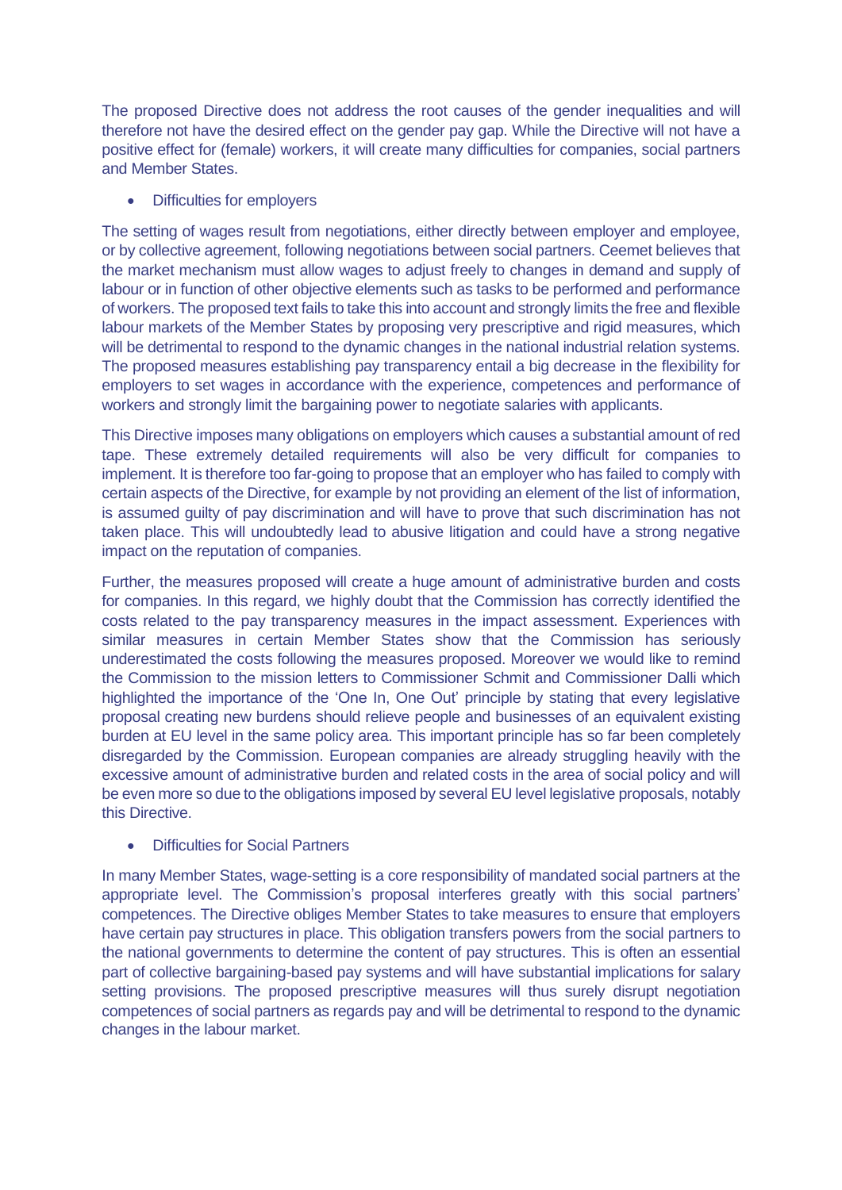The proposed Directive does not address the root causes of the gender inequalities and will therefore not have the desired effect on the gender pay gap. While the Directive will not have a positive effect for (female) workers, it will create many difficulties for companies, social partners and Member States.

- Difficulties for employers

The setting of wages result from negotiations, either directly between employer and employee, or by collective agreement, following negotiations between social partners. Ceemet believes that the market mechanism must allow wages to adjust freely to changes in demand and supply of labour or in function of other objective elements such as tasks to be performed and performance of workers. The proposed text fails to take this into account and strongly limits the free and flexible labour markets of the Member States by proposing very prescriptive and rigid measures, which will be detrimental to respond to the dynamic changes in the national industrial relation systems. The proposed measures establishing pay transparency entail a big decrease in the flexibility for employers to set wages in accordance with the experience, competences and performance of workers and strongly limit the bargaining power to negotiate salaries with applicants.

This Directive imposes many obligations on employers which causes a substantial amount of red tape. These extremely detailed requirements will also be very difficult for companies to implement. It is therefore too far-going to propose that an employer who has failed to comply with certain aspects of the Directive, for example by not providing an element of the list of information, is assumed guilty of pay discrimination and will have to prove that such discrimination has not taken place. This will undoubtedly lead to abusive litigation and could have a strong negative impact on the reputation of companies.

Further, the measures proposed will create a huge amount of administrative burden and costs for companies. In this regard, we highly doubt that the Commission has correctly identified the costs related to the pay transparency measures in the impact assessment. Experiences with similar measures in certain Member States show that the Commission has seriously underestimated the costs following the measures proposed. Moreover we would like to remind the Commission to the mission letters to Commissioner Schmit and Commissioner Dalli which highlighted the importance of the 'One In, One Out' principle by stating that every legislative proposal creating new burdens should relieve people and businesses of an equivalent existing burden at EU level in the same policy area. This important principle has so far been completely disregarded by the Commission. European companies are already struggling heavily with the excessive amount of administrative burden and related costs in the area of social policy and will be even more so due to the obligations imposed by several EU level legislative proposals, notably this Directive.

- Difficulties for Social Partners

In many Member States, wage-setting is a core responsibility of mandated social partners at the appropriate level. The Commission's proposal interferes greatly with this social partners' competences. The Directive obliges Member States to take measures to ensure that employers have certain pay structures in place. This obligation transfers powers from the social partners to the national governments to determine the content of pay structures. This is often an essential part of collective bargaining-based pay systems and will have substantial implications for salary setting provisions. The proposed prescriptive measures will thus surely disrupt negotiation competences of social partners as regards pay and will be detrimental to respond to the dynamic changes in the labour market.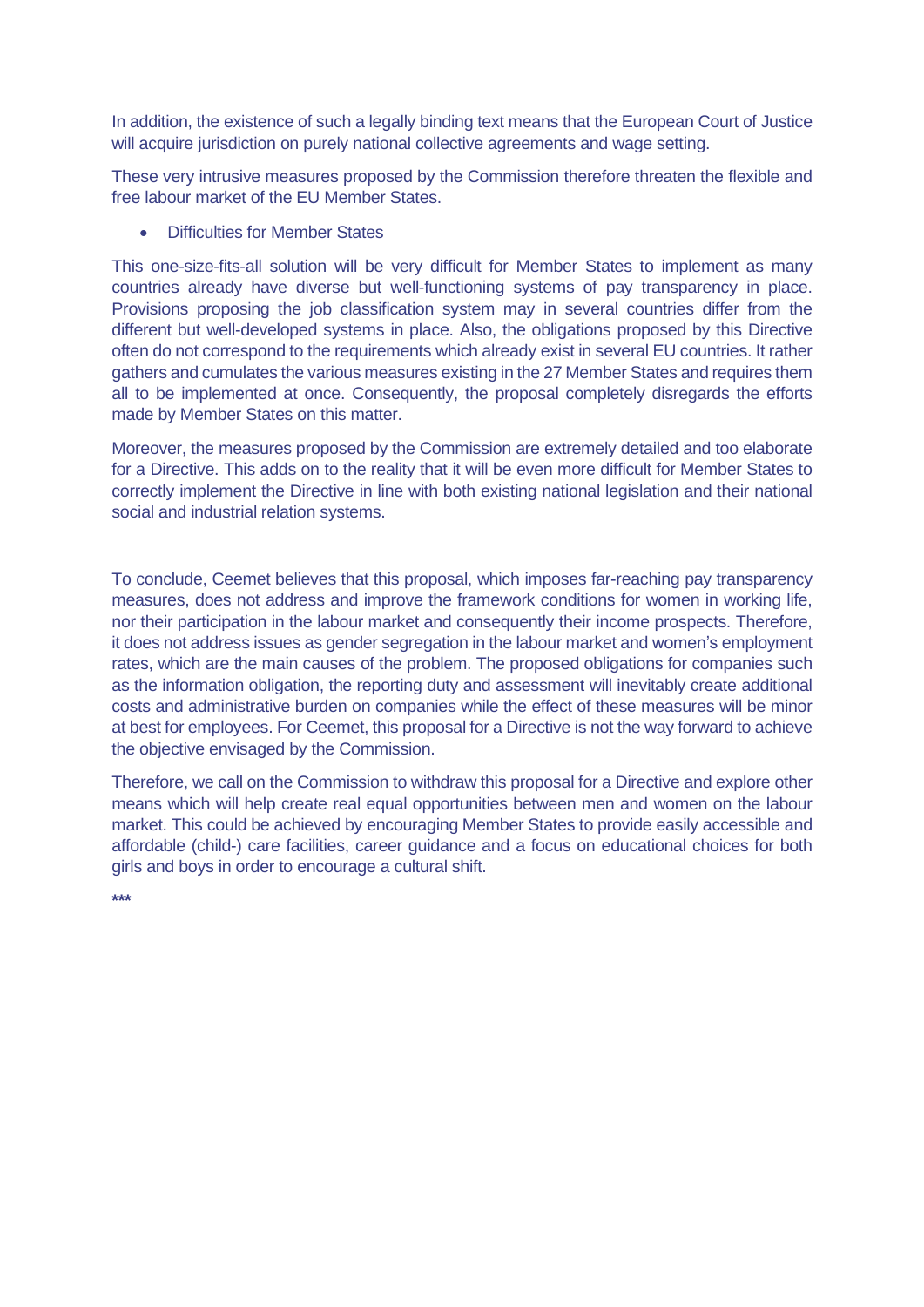In addition, the existence of such a legally binding text means that the European Court of Justice will acquire jurisdiction on purely national collective agreements and wage setting.

These very intrusive measures proposed by the Commission therefore threaten the flexible and free labour market of the EU Member States.

- Difficulties for Member States

This one-size-fits-all solution will be very difficult for Member States to implement as many countries already have diverse but well-functioning systems of pay transparency in place. Provisions proposing the job classification system may in several countries differ from the different but well-developed systems in place. Also, the obligations proposed by this Directive often do not correspond to the requirements which already exist in several EU countries. It rather gathers and cumulates the various measures existing in the 27 Member States and requires them all to be implemented at once. Consequently, the proposal completely disregards the efforts made by Member States on this matter.

Moreover, the measures proposed by the Commission are extremely detailed and too elaborate for a Directive. This adds on to the reality that it will be even more difficult for Member States to correctly implement the Directive in line with both existing national legislation and their national social and industrial relation systems.

To conclude, Ceemet believes that this proposal, which imposes far-reaching pay transparency measures, does not address and improve the framework conditions for women in working life, nor their participation in the labour market and consequently their income prospects. Therefore, it does not address issues as gender segregation in the labour market and women's employment rates, which are the main causes of the problem. The proposed obligations for companies such as the information obligation, the reporting duty and assessment will inevitably create additional costs and administrative burden on companies while the effect of these measures will be minor at best for employees. For Ceemet, this proposal for a Directive is not the way forward to achieve the objective envisaged by the Commission.

Therefore, we call on the Commission to withdraw this proposal for a Directive and explore other means which will help create real equal opportunities between men and women on the labour market. This could be achieved by encouraging Member States to provide easily accessible and affordable (child-) care facilities, career guidance and a focus on educational choices for both girls and boys in order to encourage a cultural shift.

***